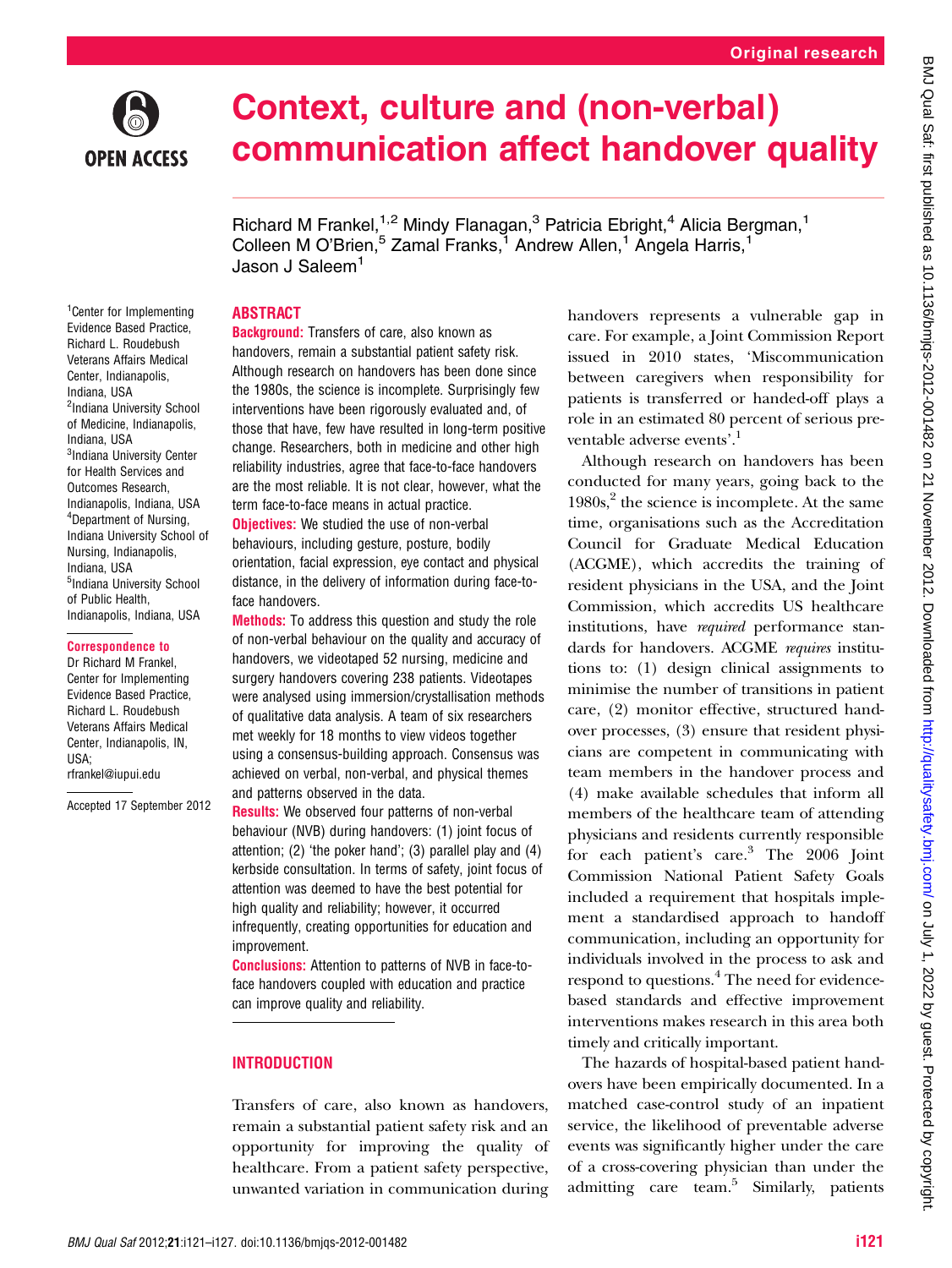# Context, culture and (non-verbal) communication affect handover quality

Richard M Frankel,[1,2] Mindy Flanagan,[3] Patricia Ebright,[4] Alicia Bergman,[1] Colleen M O'Brien,[5] Zamal Franks,[1] Andrew Allen,[1] Angela Harris,[1] Jason J Saleem[1]

[1]Center for Implementing Evidence Based Practice, Richard L. Roudebush Veterans Affairs Medical Center, Indianapolis, Indiana, USA
[2]Indiana University School of Medicine, Indianapolis, Indiana, USA
[3]Indiana University Center for Health Services and Outcomes Research, Indianapolis, Indiana, USA
[4]Department of Nursing, Indiana University School of Nursing, Indianapolis, Indiana, USA
[5]Indiana University School of Public Health, Indianapolis, Indiana, USA

**Correspondence to**
Dr Richard M Frankel, Center for Implementing Evidence Based Practice, Richard L. Roudebush Veterans Affairs Medical Center, Indianapolis, IN, USA; rfrankel@iupui.edu

Accepted 17 September 2012

## ABSTRACT

**Background:** Transfers of care, also known as handovers, remain a substantial patient safety risk. Although research on handovers has been done since the 1980s, the science is incomplete. Surprisingly few interventions have been rigorously evaluated and, of those that have, few have resulted in long-term positive change. Researchers, both in medicine and other high reliability industries, agree that face-to-face handovers are the most reliable. It is not clear, however, what the term face-to-face means in actual practice.

**Objectives:** We studied the use of non-verbal behaviours, including gesture, posture, bodily orientation, facial expression, eye contact and physical distance, in the delivery of information during face-to-face handovers.

**Methods:** To address this question and study the role of non-verbal behaviour on the quality and accuracy of handovers, we videotaped 52 nursing, medicine and surgery handovers covering 238 patients. Videotapes were analysed using immersion/crystallisation methods of qualitative data analysis. A team of six researchers met weekly for 18 months to view videos together using a consensus-building approach. Consensus was achieved on verbal, non-verbal, and physical themes and patterns observed in the data.

**Results:** We observed four patterns of non-verbal behaviour (NVB) during handovers: (1) joint focus of attention; (2) 'the poker hand'; (3) parallel play and (4) kerbside consultation. In terms of safety, joint focus of attention was deemed to have the best potential for high quality and reliability; however, it occurred infrequently, creating opportunities for education and improvement.

**Conclusions:** Attention to patterns of NVB in face-to-face handovers coupled with education and practice can improve quality and reliability.

## INTRODUCTION

Transfers of care, also known as handovers, remain a substantial patient safety risk and an opportunity for improving the quality of healthcare. From a patient safety perspective, unwanted variation in communication during handovers represents a vulnerable gap in care. For example, a Joint Commission Report issued in 2010 states, 'Miscommunication between caregivers when responsibility for patients is transferred or handed-off plays a role in an estimated 80 percent of serious preventable adverse events'.[1]

Although research on handovers has been conducted for many years, going back to the 1980s,[2] the science is incomplete. At the same time, organisations such as the Accreditation Council for Graduate Medical Education (ACGME), which accredits the training of resident physicians in the USA, and the Joint Commission, which accredits US healthcare institutions, have *required* performance standards for handovers. ACGME *requires* institutions to: (1) design clinical assignments to minimise the number of transitions in patient care, (2) monitor effective, structured handover processes, (3) ensure that resident physicians are competent in communicating with team members in the handover process and (4) make available schedules that inform all members of the healthcare team of attending physicians and residents currently responsible for each patient's care.[3] The 2006 Joint Commission National Patient Safety Goals included a requirement that hospitals implement a standardised approach to handoff communication, including an opportunity for individuals involved in the process to ask and respond to questions.[4] The need for evidence-based standards and effective improvement interventions makes research in this area both timely and critically important.

The hazards of hospital-based patient handovers have been empirically documented. In a matched case-control study of an inpatient service, the likelihood of preventable adverse events was significantly higher under the care of a cross-covering physician than under the admitting care team.[5] Similarly, patients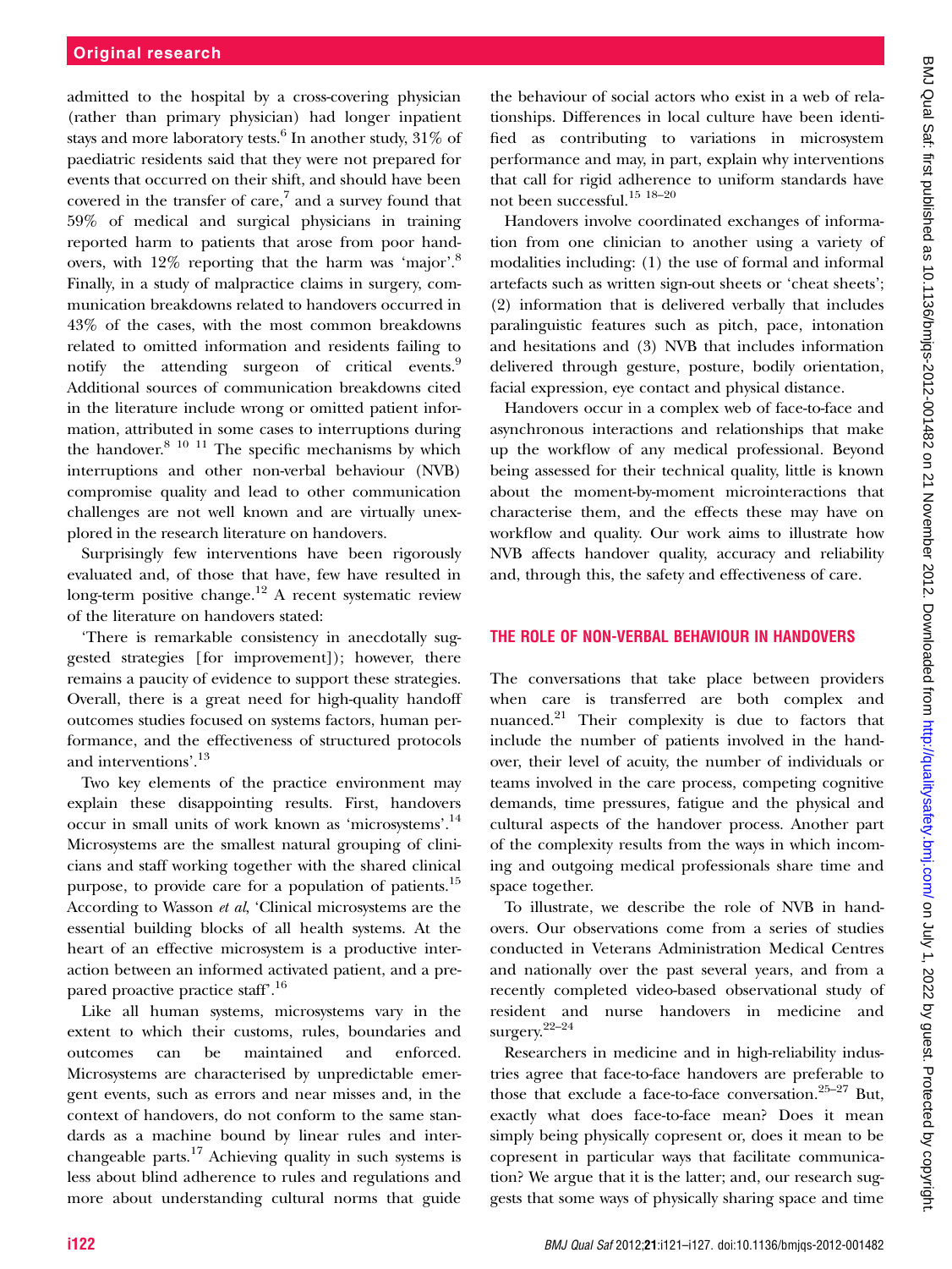admitted to the hospital by a cross-covering physician (rather than primary physician) had longer inpatient stays and more laboratory tests.[6] In another study, 31% of paediatric residents said that they were not prepared for events that occurred on their shift, and should have been covered in the transfer of care,[7] and a survey found that 59% of medical and surgical physicians in training reported harm to patients that arose from poor handovers, with 12% reporting that the harm was 'major'.[8] Finally, in a study of malpractice claims in surgery, communication breakdowns related to handovers occurred in 43% of the cases, with the most common breakdowns related to omitted information and residents failing to notify the attending surgeon of critical events.[9] Additional sources of communication breakdowns cited in the literature include wrong or omitted patient information, attributed in some cases to interruptions during the handover.[8 10 11] The specific mechanisms by which interruptions and other non-verbal behaviour (NVB) compromise quality and lead to other communication challenges are not well known and are virtually unexplored in the research literature on handovers.

Surprisingly few interventions have been rigorously evaluated and, of those that have, few have resulted in long-term positive change.[12] A recent systematic review of the literature on handovers stated:

'There is remarkable consistency in anecdotally suggested strategies [for improvement]); however, there remains a paucity of evidence to support these strategies. Overall, there is a great need for high-quality handoff outcomes studies focused on systems factors, human performance, and the effectiveness of structured protocols and interventions'.[13]

Two key elements of the practice environment may explain these disappointing results. First, handovers occur in small units of work known as 'microsystems'.[14] Microsystems are the smallest natural grouping of clinicians and staff working together with the shared clinical purpose, to provide care for a population of patients.[15] According to Wasson *et al*, 'Clinical microsystems are the essential building blocks of all health systems. At the heart of an effective microsystem is a productive interaction between an informed activated patient, and a prepared proactive practice staff'.[16]

Like all human systems, microsystems vary in the extent to which their customs, rules, boundaries and outcomes can be maintained and enforced. Microsystems are characterised by unpredictable emergent events, such as errors and near misses and, in the context of handovers, do not conform to the same standards as a machine bound by linear rules and interchangeable parts.[17] Achieving quality in such systems is less about blind adherence to rules and regulations and more about understanding cultural norms that guide the behaviour of social actors who exist in a web of relationships. Differences in local culture have been identified as contributing to variations in microsystem performance and may, in part, explain why interventions that call for rigid adherence to uniform standards have not been successful.[15 18–20]

Handovers involve coordinated exchanges of information from one clinician to another using a variety of modalities including: (1) the use of formal and informal artefacts such as written sign-out sheets or 'cheat sheets'; (2) information that is delivered verbally that includes paralinguistic features such as pitch, pace, intonation and hesitations and (3) NVB that includes information delivered through gesture, posture, bodily orientation, facial expression, eye contact and physical distance.

Handovers occur in a complex web of face-to-face and asynchronous interactions and relationships that make up the workflow of any medical professional. Beyond being assessed for their technical quality, little is known about the moment-by-moment microinteractions that characterise them, and the effects these may have on workflow and quality. Our work aims to illustrate how NVB affects handover quality, accuracy and reliability and, through this, the safety and effectiveness of care.

## THE ROLE OF NON-VERBAL BEHAVIOUR IN HANDOVERS

The conversations that take place between providers when care is transferred are both complex and nuanced.[21] Their complexity is due to factors that include the number of patients involved in the handover, their level of acuity, the number of individuals or teams involved in the care process, competing cognitive demands, time pressures, fatigue and the physical and cultural aspects of the handover process. Another part of the complexity results from the ways in which incoming and outgoing medical professionals share time and space together.

To illustrate, we describe the role of NVB in handovers. Our observations come from a series of studies conducted in Veterans Administration Medical Centres and nationally over the past several years, and from a recently completed video-based observational study of resident and nurse handovers in medicine and surgery.[22–24]

Researchers in medicine and in high-reliability industries agree that face-to-face handovers are preferable to those that exclude a face-to-face conversation.[25–27] But, exactly what does face-to-face mean? Does it mean simply being physically copresent or, does it mean to be copresent in particular ways that facilitate communication? We argue that it is the latter; and, our research suggests that some ways of physically sharing space and time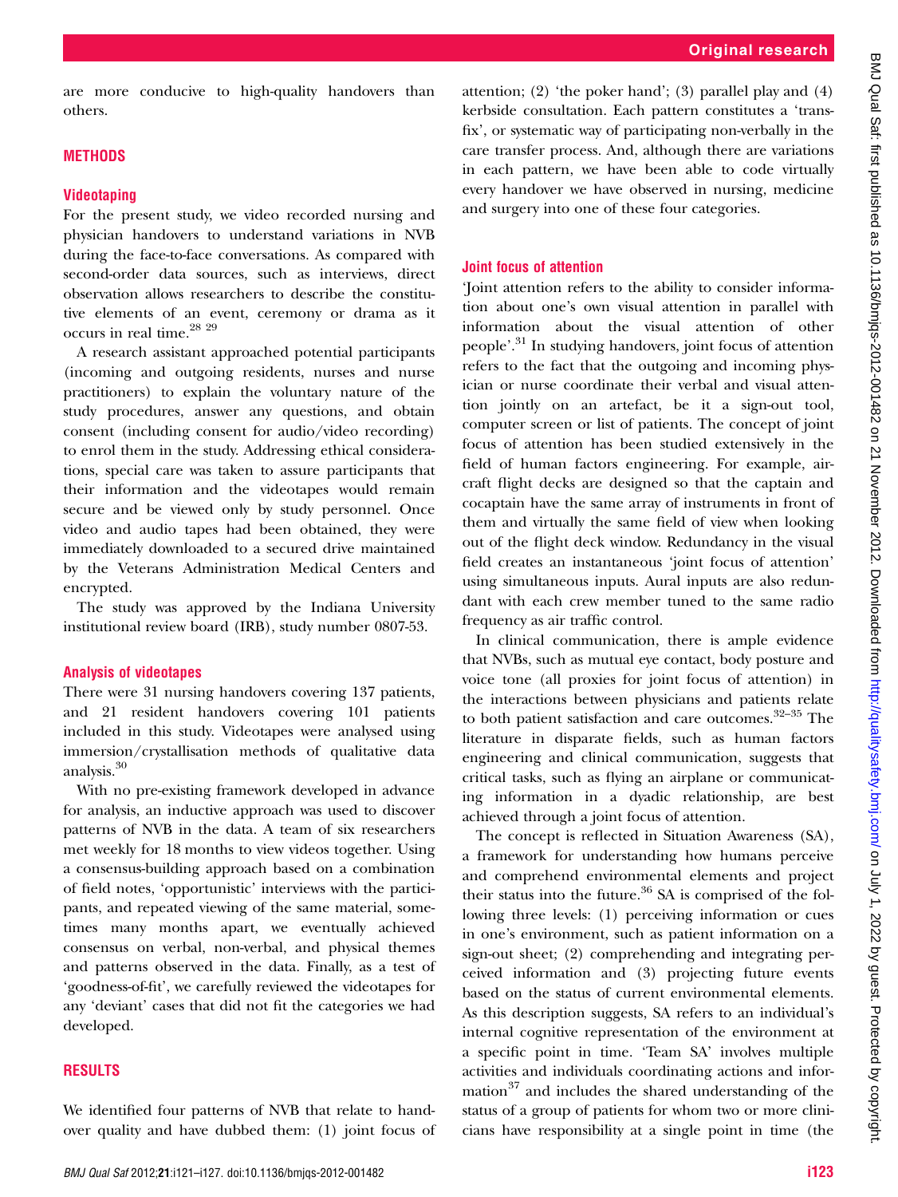are more conducive to high-quality handovers than others.

## METHODS

### Videotaping

For the present study, we video recorded nursing and physician handovers to understand variations in NVB during the face-to-face conversations. As compared with second-order data sources, such as interviews, direct observation allows researchers to describe the constitutive elements of an event, ceremony or drama as it occurs in real time.[28 29]

A research assistant approached potential participants (incoming and outgoing residents, nurses and nurse practitioners) to explain the voluntary nature of the study procedures, answer any questions, and obtain consent (including consent for audio/video recording) to enrol them in the study. Addressing ethical considerations, special care was taken to assure participants that their information and the videotapes would remain secure and be viewed only by study personnel. Once video and audio tapes had been obtained, they were immediately downloaded to a secured drive maintained by the Veterans Administration Medical Centers and encrypted.

The study was approved by the Indiana University institutional review board (IRB), study number 0807-53.

### Analysis of videotapes

There were 31 nursing handovers covering 137 patients, and 21 resident handovers covering 101 patients included in this study. Videotapes were analysed using immersion/crystallisation methods of qualitative data analysis.[30]

With no pre-existing framework developed in advance for analysis, an inductive approach was used to discover patterns of NVB in the data. A team of six researchers met weekly for 18 months to view videos together. Using a consensus-building approach based on a combination of field notes, 'opportunistic' interviews with the participants, and repeated viewing of the same material, sometimes many months apart, we eventually achieved consensus on verbal, non-verbal, and physical themes and patterns observed in the data. Finally, as a test of 'goodness-of-fit', we carefully reviewed the videotapes for any 'deviant' cases that did not fit the categories we had developed.

## RESULTS

We identified four patterns of NVB that relate to handover quality and have dubbed them: (1) joint focus of attention; (2) 'the poker hand'; (3) parallel play and (4) kerbside consultation. Each pattern constitutes a 'transfix', or systematic way of participating non-verbally in the care transfer process. And, although there are variations in each pattern, we have been able to code virtually every handover we have observed in nursing, medicine and surgery into one of these four categories.

### Joint focus of attention

'Joint attention refers to the ability to consider information about one's own visual attention in parallel with information about the visual attention of other people'.[31] In studying handovers, joint focus of attention refers to the fact that the outgoing and incoming physician or nurse coordinate their verbal and visual attention jointly on an artefact, be it a sign-out tool, computer screen or list of patients. The concept of joint focus of attention has been studied extensively in the field of human factors engineering. For example, aircraft flight decks are designed so that the captain and cocaptain have the same array of instruments in front of them and virtually the same field of view when looking out of the flight deck window. Redundancy in the visual field creates an instantaneous 'joint focus of attention' using simultaneous inputs. Aural inputs are also redundant with each crew member tuned to the same radio frequency as air traffic control.

In clinical communication, there is ample evidence that NVBs, such as mutual eye contact, body posture and voice tone (all proxies for joint focus of attention) in the interactions between physicians and patients relate to both patient satisfaction and care outcomes.[32–35] The literature in disparate fields, such as human factors engineering and clinical communication, suggests that critical tasks, such as flying an airplane or communicating information in a dyadic relationship, are best achieved through a joint focus of attention.

The concept is reflected in Situation Awareness (SA), a framework for understanding how humans perceive and comprehend environmental elements and project their status into the future.[36] SA is comprised of the following three levels: (1) perceiving information or cues in one's environment, such as patient information on a sign-out sheet; (2) comprehending and integrating perceived information and (3) projecting future events based on the status of current environmental elements. As this description suggests, SA refers to an individual's internal cognitive representation of the environment at a specific point in time. 'Team SA' involves multiple activities and individuals coordinating actions and information[37] and includes the shared understanding of the status of a group of patients for whom two or more clinicians have responsibility at a single point in time (the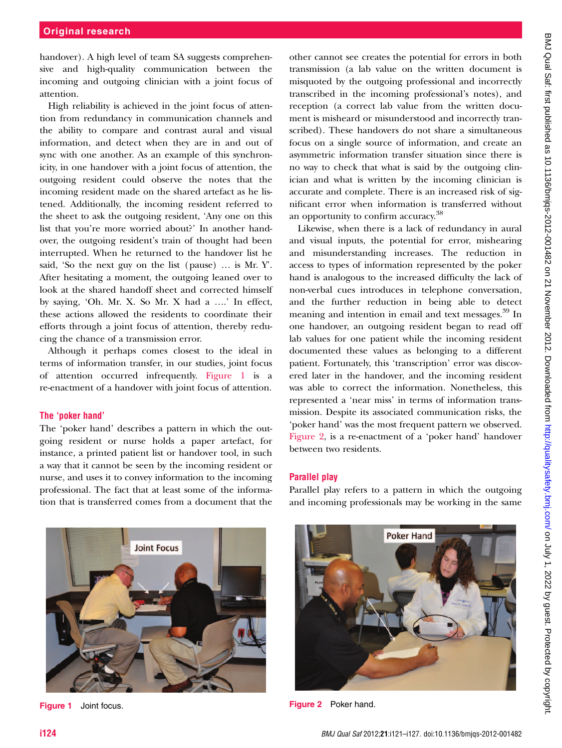handover). A high level of team SA suggests comprehensive and high-quality communication between the incoming and outgoing clinician with a joint focus of attention.

High reliability is achieved in the joint focus of attention from redundancy in communication channels and the ability to compare and contrast aural and visual information, and detect when they are in and out of sync with one another. As an example of this synchronicity, in one handover with a joint focus of attention, the outgoing resident could observe the notes that the incoming resident made on the shared artefact as he listened. Additionally, the incoming resident referred to the sheet to ask the outgoing resident, 'Any one on this list that you're more worried about?' In another handover, the outgoing resident's train of thought had been interrupted. When he returned to the handover list he said, 'So the next guy on the list (pause) … is Mr. Y'. After hesitating a moment, the outgoing leaned over to look at the shared handoff sheet and corrected himself by saying, 'Oh. Mr. X. So Mr. X had a ….' In effect, these actions allowed the residents to coordinate their efforts through a joint focus of attention, thereby reducing the chance of a transmission error.

Although it perhaps comes closest to the ideal in terms of information transfer, in our studies, joint focus of attention occurred infrequently. Figure 1 is a re-enactment of a handover with joint focus of attention.

### The 'poker hand'

The 'poker hand' describes a pattern in which the outgoing resident or nurse holds a paper artefact, for instance, a printed patient list or handover tool, in such a way that it cannot be seen by the incoming resident or nurse, and uses it to convey information to the incoming professional. The fact that at least some of the information that is transferred comes from a document that the other cannot see creates the potential for errors in both transmission (a lab value on the written document is misquoted by the outgoing professional and incorrectly transcribed in the incoming professional's notes), and reception (a correct lab value from the written document is misheard or misunderstood and incorrectly transcribed). These handovers do not share a simultaneous focus on a single source of information, and create an asymmetric information transfer situation since there is no way to check that what is said by the outgoing clinician and what is written by the incoming clinician is accurate and complete. There is an increased risk of significant error when information is transferred without an opportunity to confirm accuracy.[38]

Likewise, when there is a lack of redundancy in aural and visual inputs, the potential for error, mishearing and misunderstanding increases. The reduction in access to types of information represented by the poker hand is analogous to the increased difficulty the lack of non-verbal cues introduces in telephone conversation, and the further reduction in being able to detect meaning and intention in email and text messages.[39] In one handover, an outgoing resident began to read off lab values for one patient while the incoming resident documented these values as belonging to a different patient. Fortunately, this 'transcription' error was discovered later in the handover, and the incoming resident was able to correct the information. Nonetheless, this represented a 'near miss' in terms of information transmission. Despite its associated communication risks, the 'poker hand' was the most frequent pattern we observed. Figure 2, is a re-enactment of a 'poker hand' handover between two residents.

### Parallel play

Parallel play refers to a pattern in which the outgoing and incoming professionals may be working in the same

Joint Focus

Figure 1 Joint focus.

Poker Hand

Figure 2 Poker hand.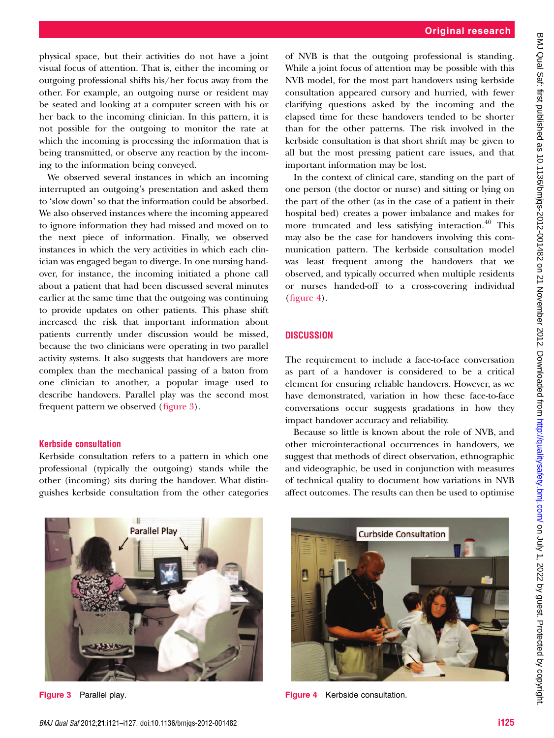physical space, but their activities do not have a joint visual focus of attention. That is, either the incoming or outgoing professional shifts his/her focus away from the other. For example, an outgoing nurse or resident may be seated and looking at a computer screen with his or her back to the incoming clinician. In this pattern, it is not possible for the outgoing to monitor the rate at which the incoming is processing the information that is being transmitted, or observe any reaction by the incoming to the information being conveyed.

We observed several instances in which an incoming interrupted an outgoing's presentation and asked them to 'slow down' so that the information could be absorbed. We also observed instances where the incoming appeared to ignore information they had missed and moved on to the next piece of information. Finally, we observed instances in which the very activities in which each clinician was engaged began to diverge. In one nursing handover, for instance, the incoming initiated a phone call about a patient that had been discussed several minutes earlier at the same time that the outgoing was continuing to provide updates on other patients. This phase shift increased the risk that important information about patients currently under discussion would be missed, because the two clinicians were operating in two parallel activity systems. It also suggests that handovers are more complex than the mechanical passing of a baton from one clinician to another, a popular image used to describe handovers. Parallel play was the second most frequent pattern we observed (figure 3).

### Kerbside consultation

Kerbside consultation refers to a pattern in which one professional (typically the outgoing) stands while the other (incoming) sits during the handover. What distinguishes kerbside consultation from the other categories of NVB is that the outgoing professional is standing. While a joint focus of attention may be possible with this NVB model, for the most part handovers using kerbside consultation appeared cursory and hurried, with fewer clarifying questions asked by the incoming and the elapsed time for these handovers tended to be shorter than for the other patterns. The risk involved in the kerbside consultation is that short shrift may be given to all but the most pressing patient care issues, and that important information may be lost.

In the context of clinical care, standing on the part of one person (the doctor or nurse) and sitting or lying on the part of the other (as in the case of a patient in their hospital bed) creates a power imbalance and makes for more truncated and less satisfying interaction.[40] This may also be the case for handovers involving this communication pattern. The kerbside consultation model was least frequent among the handovers that we observed, and typically occurred when multiple residents or nurses handed-off to a cross-covering individual (figure 4).

## DISCUSSION

The requirement to include a face-to-face conversation as part of a handover is considered to be a critical element for ensuring reliable handovers. However, as we have demonstrated, variation in how these face-to-face conversations occur suggests gradations in how they impact handover accuracy and reliability.

Because so little is known about the role of NVB, and other microinteractional occurrences in handovers, we suggest that methods of direct observation, ethnographic and videographic, be used in conjunction with measures of technical quality to document how variations in NVB affect outcomes. The results can then be used to optimise

Figure 3 Parallel play.

Figure 4 Kerbside consultation.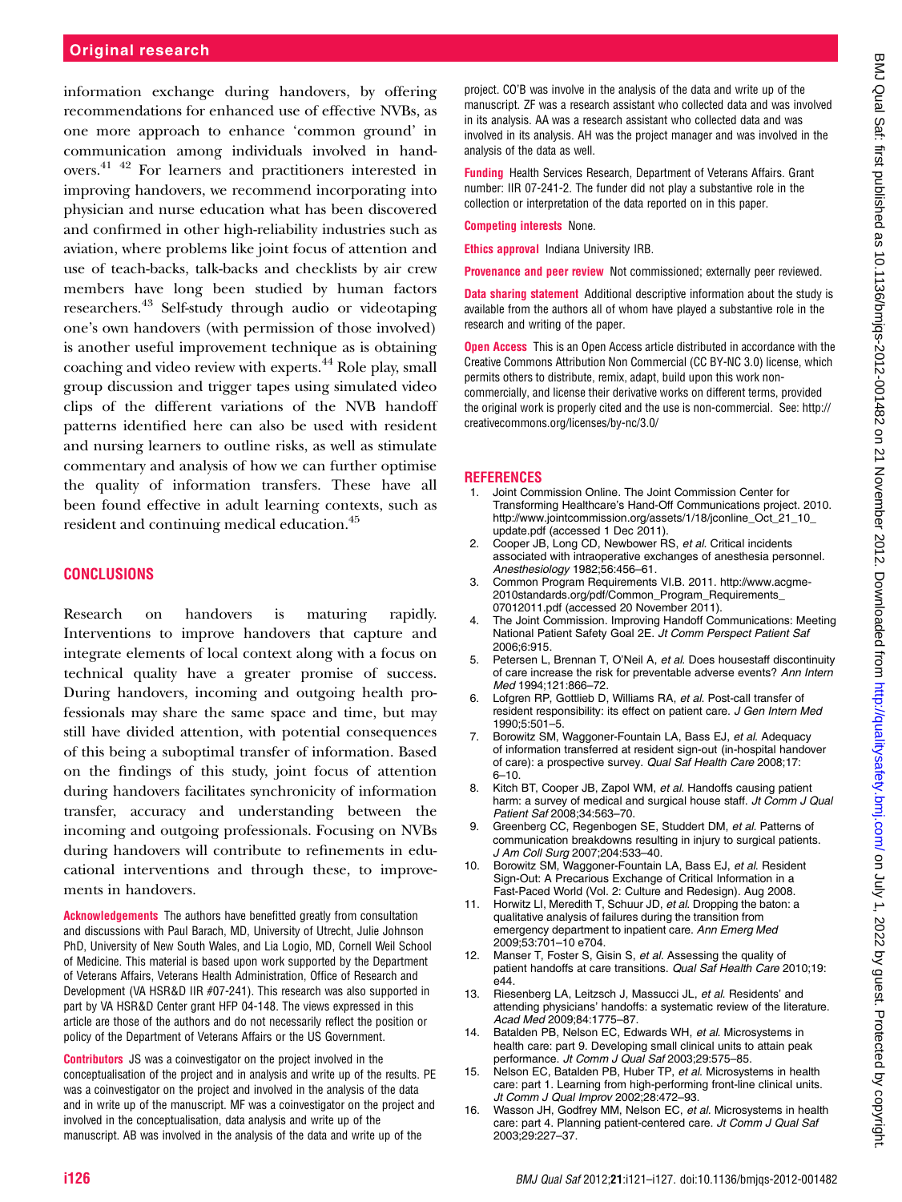information exchange during handovers, by offering recommendations for enhanced use of effective NVBs, as one more approach to enhance 'common ground' in communication among individuals involved in handovers.[41 42] For learners and practitioners interested in improving handovers, we recommend incorporating into physician and nurse education what has been discovered and confirmed in other high-reliability industries such as aviation, where problems like joint focus of attention and use of teach-backs, talk-backs and checklists by air crew members have long been studied by human factors researchers.[43] Self-study through audio or videotaping one's own handovers (with permission of those involved) is another useful improvement technique as is obtaining coaching and video review with experts.[44] Role play, small group discussion and trigger tapes using simulated video clips of the different variations of the NVB handoff patterns identified here can also be used with resident and nursing learners to outline risks, as well as stimulate commentary and analysis of how we can further optimise the quality of information transfers. These have all been found effective in adult learning contexts, such as resident and continuing medical education.[45]

## CONCLUSIONS

Research on handovers is maturing rapidly. Interventions to improve handovers that capture and integrate elements of local context along with a focus on technical quality have a greater promise of success. During handovers, incoming and outgoing health professionals may share the same space and time, but may still have divided attention, with potential consequences of this being a suboptimal transfer of information. Based on the findings of this study, joint focus of attention during handovers facilitates synchronicity of information transfer, accuracy and understanding between the incoming and outgoing professionals. Focusing on NVBs during handovers will contribute to refinements in educational interventions and through these, to improvements in handovers.

**Acknowledgements** The authors have benefitted greatly from consultation and discussions with Paul Barach, MD, University of Utrecht, Julie Johnson PhD, University of New South Wales, and Lia Logio, MD, Cornell Weil School of Medicine. This material is based upon work supported by the Department of Veterans Affairs, Veterans Health Administration, Office of Research and Development (VA HSR&D IIR #07-241). This research was also supported in part by VA HSR&D Center grant HFP 04-148. The views expressed in this article are those of the authors and do not necessarily reflect the position or policy of the Department of Veterans Affairs or the US Government.

**Contributors** JS was a coinvestigator on the project involved in the conceptualisation of the project and in analysis and write up of the results. PE was a coinvestigator on the project and involved in the analysis of the data and in write up of the manuscript. MF was a coinvestigator on the project and involved in the conceptualisation, data analysis and write up of the manuscript. AB was involved in the analysis of the data and write up of the project. CO'B was involve in the analysis of the data and write up of the manuscript. ZF was a research assistant who collected data and was involved in its analysis. AA was a research assistant who collected data and was involved in its analysis. AH was the project manager and was involved in the analysis of the data as well.

**Funding** Health Services Research, Department of Veterans Affairs. Grant number: IIR 07-241-2. The funder did not play a substantive role in the collection or interpretation of the data reported on in this paper.

**Competing interests** None.

**Ethics approval** Indiana University IRB.

**Provenance and peer review** Not commissioned; externally peer reviewed.

**Data sharing statement** Additional descriptive information about the study is available from the authors all of whom have played a substantive role in the research and writing of the paper.

**Open Access** This is an Open Access article distributed in accordance with the Creative Commons Attribution Non Commercial (CC BY-NC 3.0) license, which permits others to distribute, remix, adapt, build upon this work non-commercially, and license their derivative works on different terms, provided the original work is properly cited and the use is non-commercial. See: http://creativecommons.org/licenses/by-nc/3.0/

## REFERENCES

1. Joint Commission Online. The Joint Commission Center for Transforming Healthcare's Hand-Off Communications project. 2010. http://www.jointcommission.org/assets/1/18/jconline_Oct_21_10_update.pdf (accessed 1 Dec 2011).
2. Cooper JB, Long CD, Newbower RS, *et al.* Critical incidents associated with intraoperative exchanges of anesthesia personnel. *Anesthesiology* 1982;56:456–61.
3. Common Program Requirements VI.B. 2011. http://www.acgme-2010standards.org/pdf/Common_Program_Requirements_07012011.pdf (accessed 20 November 2011).
4. The Joint Commission. Improving Handoff Communications: Meeting National Patient Safety Goal 2E. *Jt Comm Perspect Patient Saf* 2006;6:915.
5. Petersen L, Brennan T, O'Neil A, *et al.* Does housestaff discontinuity of care increase the risk for preventable adverse events? *Ann Intern Med* 1994;121:866–72.
6. Lofgren RP, Gottlieb D, Williams RA, *et al.* Post-call transfer of resident responsibility: its effect on patient care. *J Gen Intern Med* 1990;5:501–5.
7. Borowitz SM, Waggoner-Fountain LA, Bass EJ, *et al.* Adequacy of information transferred at resident sign-out (in-hospital handover of care): a prospective survey. *Qual Saf Health Care* 2008;17:6–10.
8. Kitch BT, Cooper JB, Zapol WM, *et al.* Handoffs causing patient harm: a survey of medical and surgical house staff. *Jt Comm J Qual Patient Saf* 2008;34:563–70.
9. Greenberg CC, Regenbogen SE, Studdert DM, *et al.* Patterns of communication breakdowns resulting in injury to surgical patients. *J Am Coll Surg* 2007;204:533–40.
10. Borowitz SM, Waggoner-Fountain LA, Bass EJ, *et al.* Resident Sign-Out: A Precarious Exchange of Critical Information in a Fast-Paced World (Vol. 2: Culture and Redesign). Aug 2008.
11. Horwitz LI, Meredith T, Schuur JD, *et al.* Dropping the baton: a qualitative analysis of failures during the transition from emergency department to inpatient care. *Ann Emerg Med* 2009;53:701–10 e704.
12. Manser T, Foster S, Gisin S, *et al.* Assessing the quality of patient handoffs at care transitions. *Qual Saf Health Care* 2010;19:e44.
13. Riesenberg LA, Leitzsch J, Massucci JL, *et al.* Residents' and attending physicians' handoffs: a systematic review of the literature. *Acad Med* 2009;84:1775–87.
14. Batalden PB, Nelson EC, Edwards WH, *et al.* Microsystems in health care: part 9. Developing small clinical units to attain peak performance. *Jt Comm J Qual Saf* 2003;29:575–85.
15. Nelson EC, Batalden PB, Huber TP, *et al.* Microsystems in health care: part 1. Learning from high-performing front-line clinical units. *Jt Comm J Qual Improv* 2002;28:472–93.
16. Wasson JH, Godfrey MM, Nelson EC, *et al.* Microsystems in health care: part 4. Planning patient-centered care. *Jt Comm J Qual Saf* 2003;29:227–37.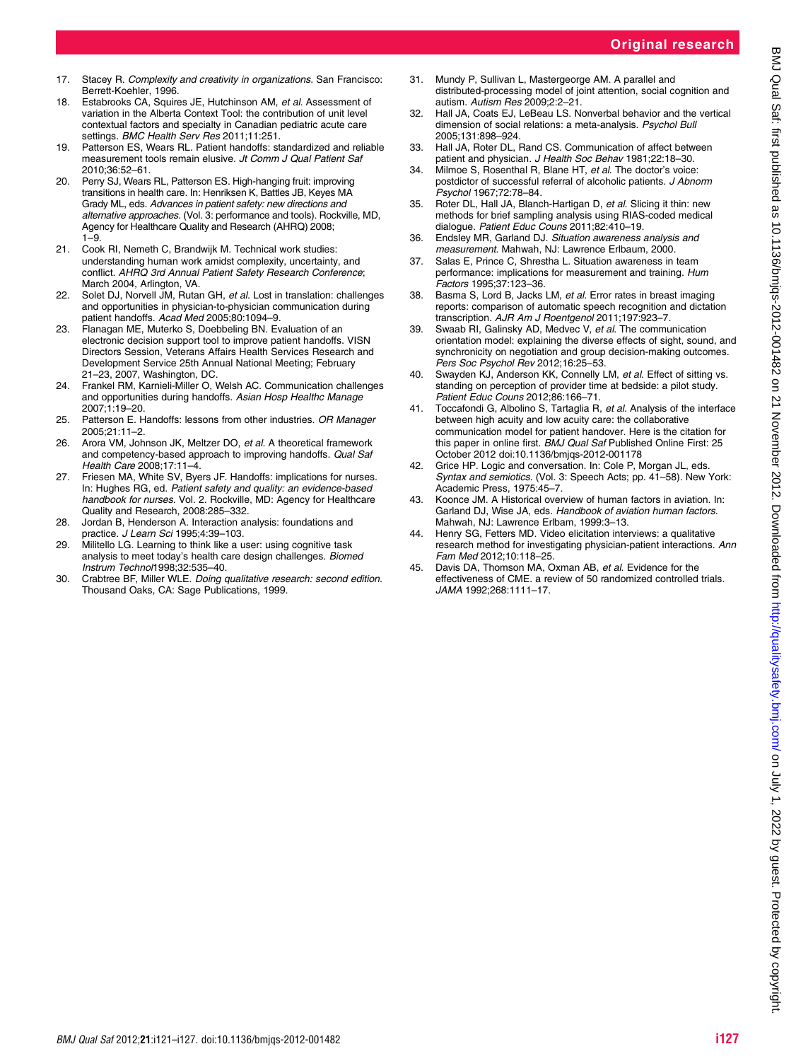17. Stacey R. *Complexity and creativity in organizations*. San Francisco: Berrett-Koehler, 1996.
18. Estabrooks CA, Squires JE, Hutchinson AM, *et al*. Assessment of variation in the Alberta Context Tool: the contribution of unit level contextual factors and specialty in Canadian pediatric acute care settings. *BMC Health Serv Res* 2011;11:251.
19. Patterson ES, Wears RL. Patient handoffs: standardized and reliable measurement tools remain elusive. *Jt Comm J Qual Patient Saf* 2010;36:52–61.
20. Perry SJ, Wears RL, Patterson ES. High-hanging fruit: improving transitions in health care. In: Henriksen K, Battles JB, Keyes MA Grady ML, eds. *Advances in patient safety: new directions and alternative approaches*. (Vol. 3: performance and tools). Rockville, MD, Agency for Healthcare Quality and Research (AHRQ) 2008; 1–9.
21. Cook RI, Nemeth C, Brandwijk M. Technical work studies: understanding human work amidst complexity, uncertainty, and conflict. *AHRQ 3rd Annual Patient Safety Research Conference*; March 2004, Arlington, VA.
22. Solet DJ, Norvell JM, Rutan GH, *et al*. Lost in translation: challenges and opportunities in physician-to-physician communication during patient handoffs. *Acad Med* 2005;80:1094–9.
23. Flanagan ME, Muterko S, Doebbeling BN. Evaluation of an electronic decision support tool to improve patient handoffs. VISN Directors Session, Veterans Affairs Health Services Research and Development Service 25th Annual National Meeting; February 21–23, 2007, Washington, DC.
24. Frankel RM, Karnieli-Miller O, Welsh AC. Communication challenges and opportunities during handoffs. *Asian Hosp Healthc Manage* 2007;1:19–20.
25. Patterson E. Handoffs: lessons from other industries. *OR Manager* 2005;21:11–2.
26. Arora VM, Johnson JK, Meltzer DO, *et al*. A theoretical framework and competency-based approach to improving handoffs. *Qual Saf Health Care* 2008;17:11–4.
27. Friesen MA, White SV, Byers JF. Handoffs: implications for nurses. In: Hughes RG, ed. *Patient safety and quality: an evidence-based handbook for nurses*. Vol. 2. Rockville, MD: Agency for Healthcare Quality and Research, 2008:285–332.
28. Jordan B, Henderson A. Interaction analysis: foundations and practice. *J Learn Sci* 1995;4:39–103.
29. Militello LG. Learning to think like a user: using cognitive task analysis to meet today's health care design challenges. *Biomed Instrum Technol*1998;32:535–40.
30. Crabtree BF, Miller WLE. *Doing qualitative research: second edition*. Thousand Oaks, CA: Sage Publications, 1999.
31. Mundy P, Sullivan L, Mastergeorge AM. A parallel and distributed-processing model of joint attention, social cognition and autism. *Autism Res* 2009;2:2–21.
32. Hall JA, Coats EJ, LeBeau LS. Nonverbal behavior and the vertical dimension of social relations: a meta-analysis. *Psychol Bull* 2005;131:898–924.
33. Hall JA, Roter DL, Rand CS. Communication of affect between patient and physician. *J Health Soc Behav* 1981;22:18–30.
34. Milmoe S, Rosenthal R, Blane HT, *et al*. The doctor's voice: postdictor of successful referral of alcoholic patients. *J Abnorm Psychol* 1967;72:78–84.
35. Roter DL, Hall JA, Blanch-Hartigan D, *et al*. Slicing it thin: new methods for brief sampling analysis using RIAS-coded medical dialogue. *Patient Educ Couns* 2011;82:410–19.
36. Endsley MR, Garland DJ. *Situation awareness analysis and measurement*. Mahwah, NJ: Lawrence Erlbaum, 2000.
37. Salas E, Prince C, Shrestha L. Situation awareness in team performance: implications for measurement and training. *Hum Factors* 1995;37:123–36.
38. Basma S, Lord B, Jacks LM, *et al*. Error rates in breast imaging reports: comparison of automatic speech recognition and dictation transcription. *AJR Am J Roentgenol* 2011;197:923–7.
39. Swaab RI, Galinsky AD, Medvec V, *et al*. The communication orientation model: explaining the diverse effects of sight, sound, and synchronicity on negotiation and group decision-making outcomes. *Pers Soc Psychol Rev* 2012;16:25–53.
40. Swayden KJ, Anderson KK, Connelly LM, *et al*. Effect of sitting vs. standing on perception of provider time at bedside: a pilot study. *Patient Educ Couns* 2012;86:166–71.
41. Toccafondi G, Albolino S, Tartaglia R, *et al*. Analysis of the interface between high acuity and low acuity care: the collaborative communication model for patient handover. Here is the citation for this paper in online first. *BMJ Qual Saf* Published Online First: 25 October 2012 doi:10.1136/bmjqs-2012-001178
42. Grice HP. Logic and conversation. In: Cole P, Morgan JL, eds. *Syntax and semiotics*. (Vol. 3: Speech Acts; pp. 41–58). New York: Academic Press, 1975:45–7.
43. Koonce JM. A Historical overview of human factors in aviation. In: Garland DJ, Wise JA, eds. *Handbook of aviation human factors*. Mahwah, NJ: Lawrence Erlbaum, 1999:3–13.
44. Henry SG, Fetters MD. Video elicitation interviews: a qualitative research method for investigating physician-patient interactions. *Ann Fam Med* 2012;10:118–25.
45. Davis DA, Thomson MA, Oxman AB, *et al*. Evidence for the effectiveness of CME. a review of 50 randomized controlled trials. *JAMA* 1992;268:1111–17.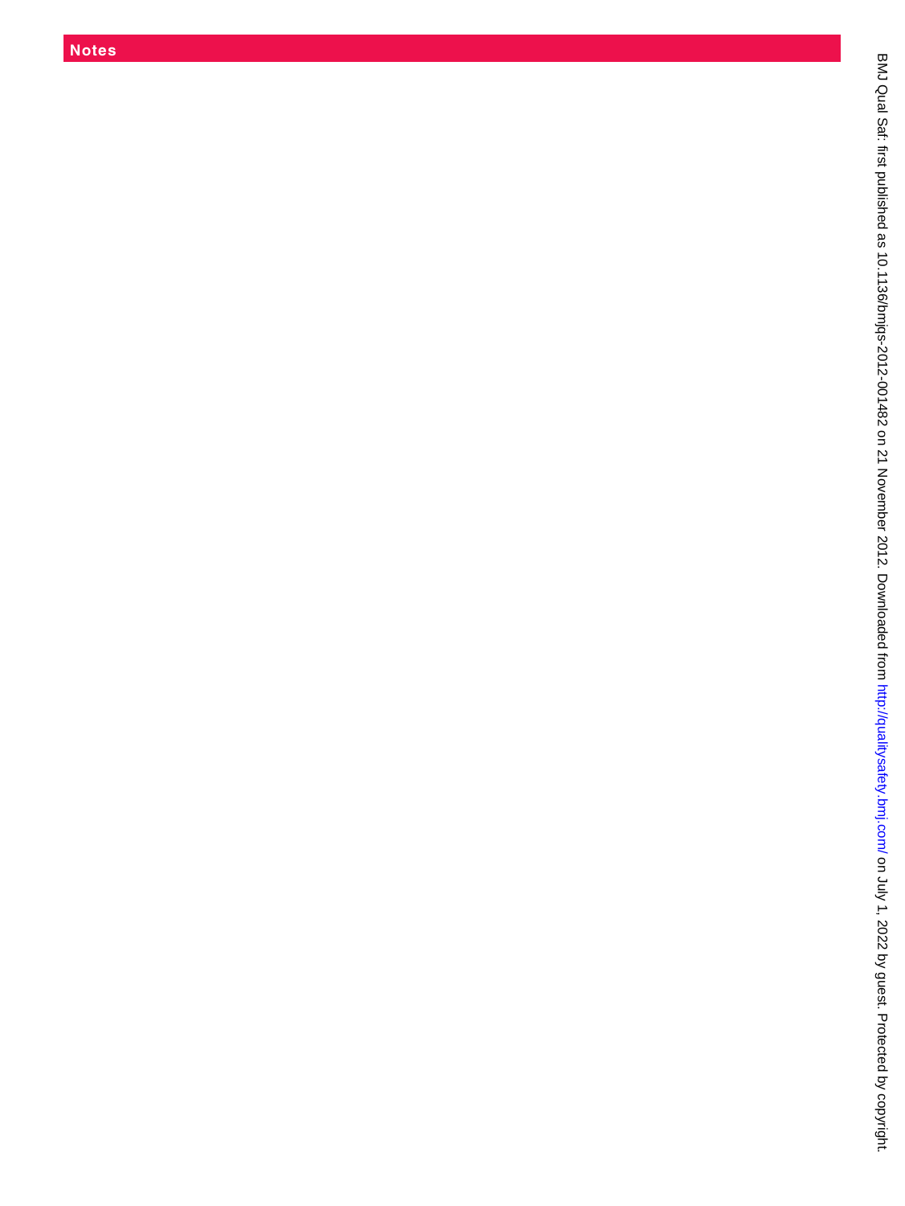## Notes